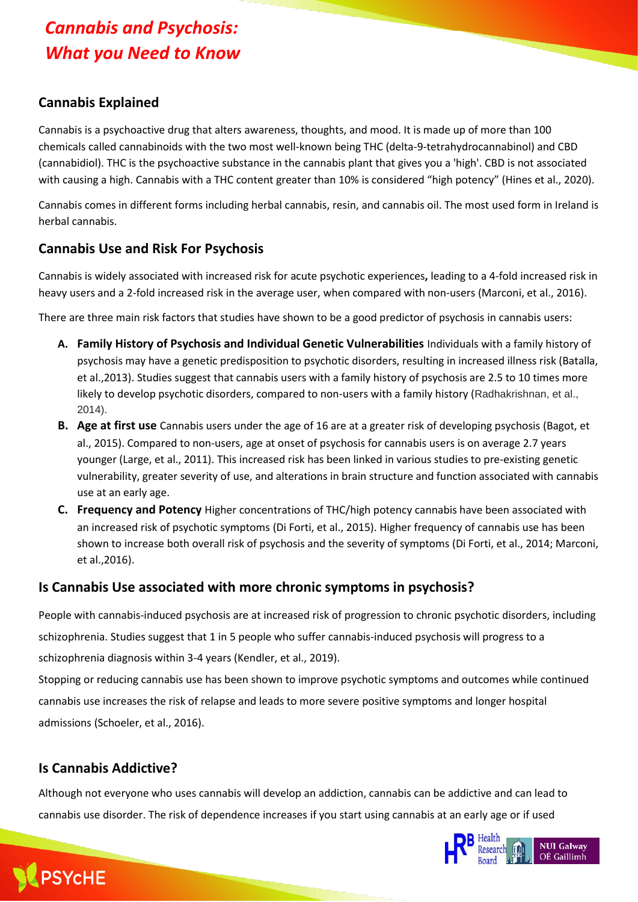# Cannabis and Psychosis: What you Need to Know

## Cannabis Explained

Cannabis is a psychoactive drug that alters awareness, thoughts, and mood. It is made up of more than 100 chemicals called cannabinoids with the two most well-known being THC (delta-9-tetrahydrocannabinol) and CBD (cannabidiol). THC is the psychoactive substance in the cannabis plant that gives you a 'high'. CBD is not associated with causing a high. Cannabis with a THC content greater than 10% is considered "high potency" (Hines et al., 2020).

Cannabis comes in different forms including herbal cannabis, resin, and cannabis oil. The most used form in Ireland is herbal cannabis.

## Cannabis Use and Risk For Psychosis

Cannabis is widely associated with increased risk for acute psychotic experiences**,** leading to a 4-fold increased risk in heavy users and a 2-fold increased risk in the average user, when compared with non-users (Marconi, et al., 2016).

There are three main risk factors that studies have shown to be a good predictor of psychosis in cannabis users:

A. **Family History of Psychosis and Individual Genetic Vulnerabilities** Individuals with a family history of psychosis may have a genetic predisposition to psychotic disorders, resulting in increased illness risk (Batalla, et al.,2013). Studies suggest that cannabis users with a family history of psychosis are 2.5 to 10 times more likely to develop psychotic disorders, compared to non-users with a family history (Radhakrishnan, et al., 2014).

B. **Age at first use** Cannabis users under the age of 16 are at a greater risk of developing psychosis (Bagot, et al., 2015). Compared to non-users, age at onset of psychosis for cannabis users is on average 2.7 years younger (Large, et al., 2011). This increased risk has been linked in various studies to pre-existing genetic vulnerability, greater severity of use, and alterations in brain structure and function associated with cannabis use at an early age.

C. **Frequency and Potency** Higher concentrations of THC/high potency cannabis have been associated with an increased risk of psychotic symptoms (Di Forti, et al., 2015). Higher frequency of cannabis use has been shown to increase both overall risk of psychosis and the severity of symptoms (Di Forti, et al., 2014; Marconi, et al.,2016).

## Is Cannabis Use associated with more chronic symptoms in psychosis?

People with cannabis-induced psychosis are at increased risk of progression to chronic psychotic disorders, including schizophrenia. Studies suggest that 1 in 5 people who suffer cannabis-induced psychosis will progress to a schizophrenia diagnosis within 3-4 years (Kendler, et al., 2019).

Stopping or reducing cannabis use has been shown to improve psychotic symptoms and outcomes while continued cannabis use increases the risk of relapse and leads to more severe positive symptoms and longer hospital admissions (Schoeler, et al., 2016).

## Is Cannabis Addictive?

Although not everyone who uses cannabis will develop an addiction, cannabis can be addictive and can lead to cannabis use disorder. The risk of dependence increases if you start using cannabis at an early age or if used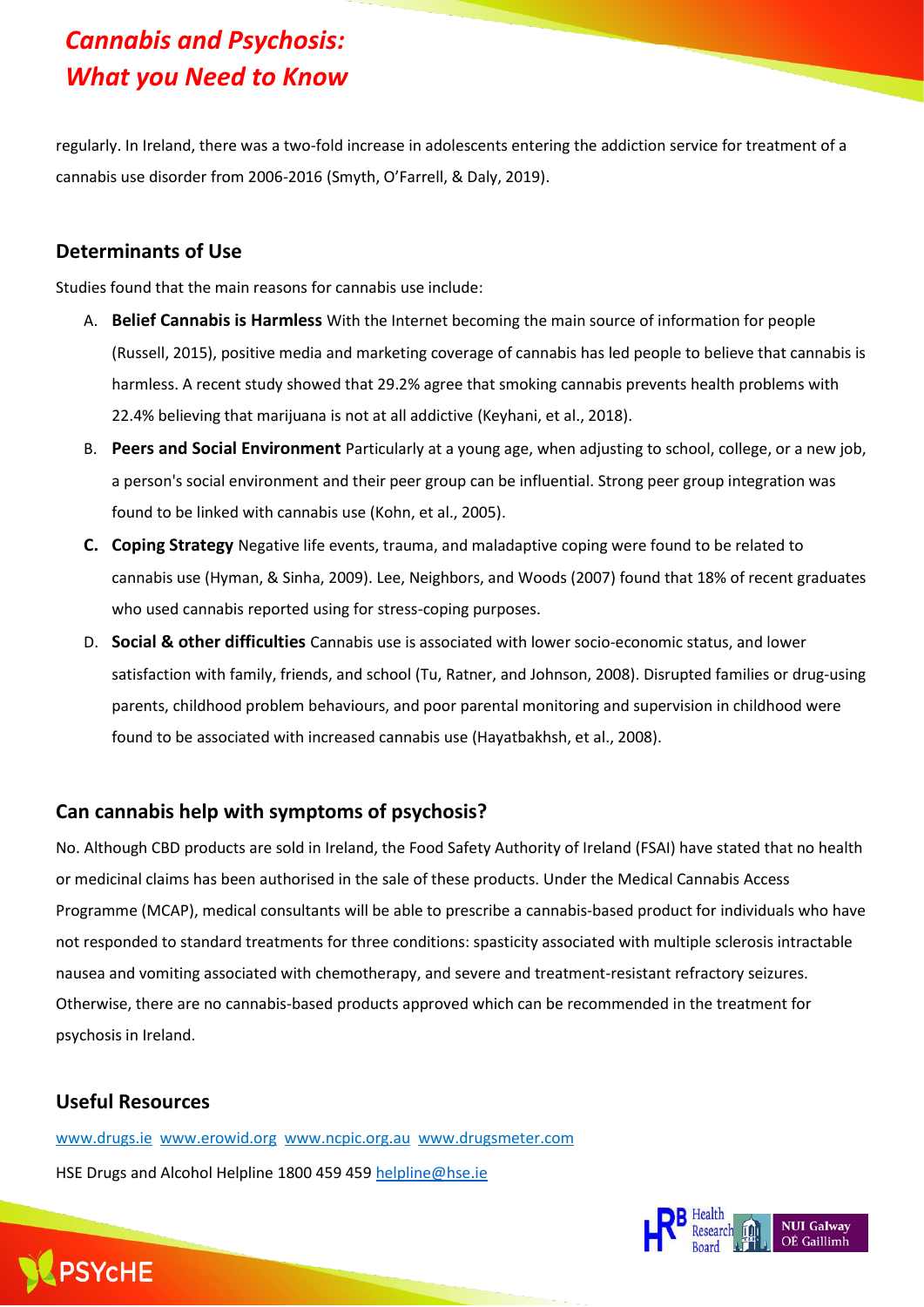regularly. In Ireland, there was a two-fold increase in adolescents entering the addiction service for treatment of a cannabis use disorder from 2006-2016 (Smyth, O'Farrell, & Daly, 2019).

## Determinants of Use

Studies found that the main reasons for cannabis use include:

A. **Belief Cannabis is Harmless** With the Internet becoming the main source of information for people (Russell, 2015), positive media and marketing coverage of cannabis has led people to believe that cannabis is harmless. A recent study showed that 29.2% agree that smoking cannabis prevents health problems with 22.4% believing that marijuana is not at all addictive (Keyhani, et al., 2018).

B. **Peers and Social Environment** Particularly at a young age, when adjusting to school, college, or a new job, a person's social environment and their peer group can be influential. Strong peer group integration was found to be linked with cannabis use (Kohn, et al., 2005).

C. **Coping Strategy** Negative life events, trauma, and maladaptive coping were found to be related to cannabis use (Hyman, & Sinha, 2009). Lee, Neighbors, and Woods (2007) found that 18% of recent graduates who used cannabis reported using for stress-coping purposes.

D. **Social & other difficulties** Cannabis use is associated with lower socio-economic status, and lower satisfaction with family, friends, and school (Tu, Ratner, and Johnson, 2008). Disrupted families or drug-using parents, childhood problem behaviours, and poor parental monitoring and supervision in childhood were found to be associated with increased cannabis use (Hayatbakhsh, et al., 2008).

## Can cannabis help with symptoms of psychosis?

No. Although CBD products are sold in Ireland, the Food Safety Authority of Ireland (FSAI) have stated that no health or medicinal claims has been authorised in the sale of these products. Under the Medical Cannabis Access Programme (MCAP), medical consultants will be able to prescribe a cannabis-based product for individuals who have not responded to standard treatments for three conditions: spasticity associated with multiple sclerosis intractable nausea and vomiting associated with chemotherapy, and severe and treatment-resistant refractory seizures. Otherwise, there are no cannabis-based products approved which can be recommended in the treatment for psychosis in Ireland.

## Useful Resources

www.drugs.ie www.erowid.org www.ncpic.org.au www.drugsmeter.com

HSE Drugs and Alcohol Helpline 1800 459 459 helpline@hse.ie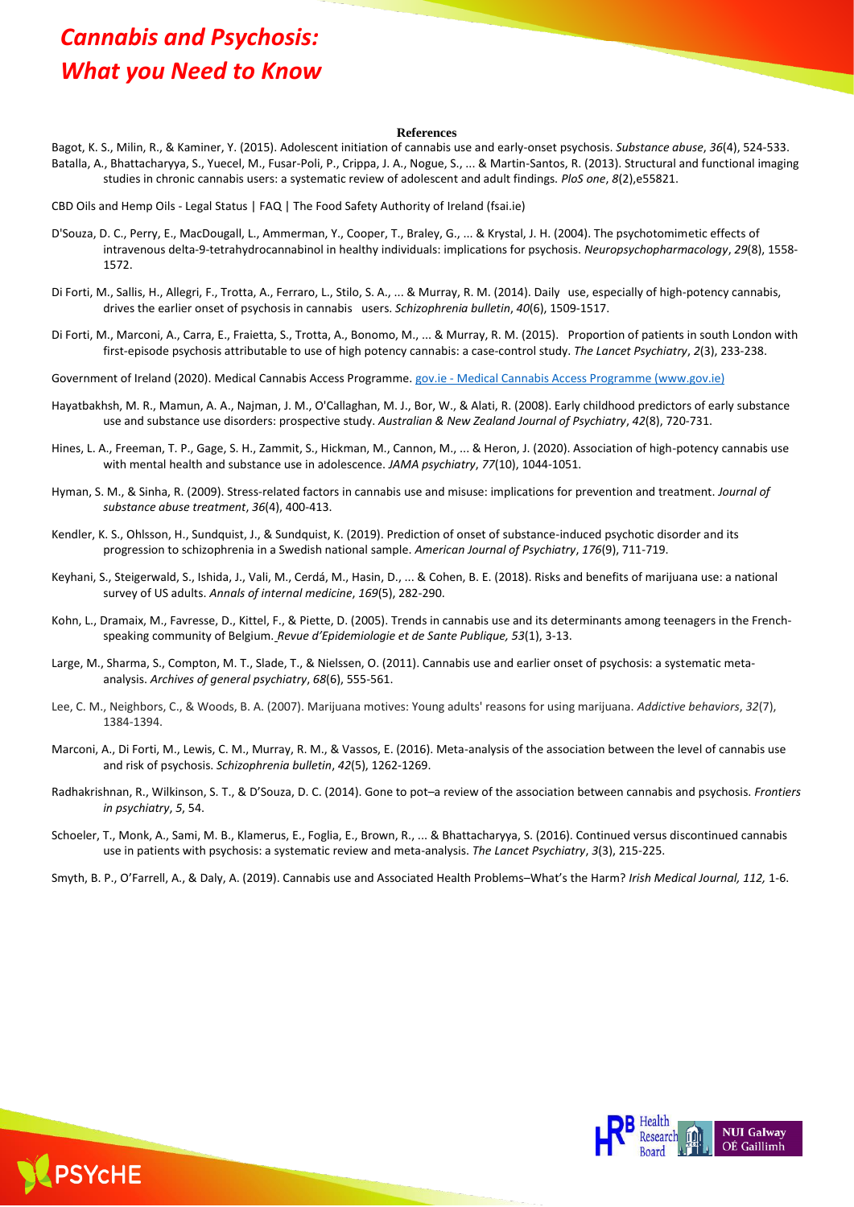# Cannabis and Psychosis: What you Need to Know

## References

Bagot, K. S., Milin, R., & Kaminer, Y. (2015). Adolescent initiation of cannabis use and early-onset psychosis. *Substance abuse*, *36*(4), 524-533.

Batalla, A., Bhattacharyya, S., Yuecel, M., Fusar-Poli, P., Crippa, J. A., Nogue, S., ... & Martin-Santos, R. (2013). Structural and functional imaging studies in chronic cannabis users: a systematic review of adolescent and adult findings. *PloS one*, *8*(2),e55821.

CBD Oils and Hemp Oils - Legal Status | FAQ | The Food Safety Authority of Ireland (fsai.ie)

D'Souza, D. C., Perry, E., MacDougall, L., Ammerman, Y., Cooper, T., Braley, G., ... & Krystal, J. H. (2004). The psychotomimetic effects of intravenous delta-9-tetrahydrocannabinol in healthy individuals: implications for psychosis. *Neuropsychopharmacology*, *29*(8), 1558-1572.

Di Forti, M., Sallis, H., Allegri, F., Trotta, A., Ferraro, L., Stilo, S. A., ... & Murray, R. M. (2014). Daily use, especially of high-potency cannabis, drives the earlier onset of psychosis in cannabis users. *Schizophrenia bulletin*, *40*(6), 1509-1517.

Di Forti, M., Marconi, A., Carra, E., Fraietta, S., Trotta, A., Bonomo, M., ... & Murray, R. M. (2015). Proportion of patients in south London with first-episode psychosis attributable to use of high potency cannabis: a case-control study. *The Lancet Psychiatry*, *2*(3), 233-238.

Government of Ireland (2020). Medical Cannabis Access Programme. gov.ie - Medical Cannabis Access Programme (www.gov.ie)

Hayatbakhsh, M. R., Mamun, A. A., Najman, J. M., O'Callaghan, M. J., Bor, W., & Alati, R. (2008). Early childhood predictors of early substance use and substance use disorders: prospective study. *Australian & New Zealand Journal of Psychiatry*, *42*(8), 720-731.

Hines, L. A., Freeman, T. P., Gage, S. H., Zammit, S., Hickman, M., Cannon, M., ... & Heron, J. (2020). Association of high-potency cannabis use with mental health and substance use in adolescence. *JAMA psychiatry*, *77*(10), 1044-1051.

Hyman, S. M., & Sinha, R. (2009). Stress-related factors in cannabis use and misuse: implications for prevention and treatment. *Journal of substance abuse treatment*, *36*(4), 400-413.

Kendler, K. S., Ohlsson, H., Sundquist, J., & Sundquist, K. (2019). Prediction of onset of substance-induced psychotic disorder and its progression to schizophrenia in a Swedish national sample. *American Journal of Psychiatry*, *176*(9), 711-719.

Keyhani, S., Steigerwald, S., Ishida, J., Vali, M., Cerdá, M., Hasin, D., ... & Cohen, B. E. (2018). Risks and benefits of marijuana use: a national survey of US adults. *Annals of internal medicine*, *169*(5), 282-290.

Kohn, L., Dramaix, M., Favresse, D., Kittel, F., & Piette, D. (2005). Trends in cannabis use and its determinants among teenagers in the French-speaking community of Belgium. *Revue d'Epidemiologie et de Sante Publique, 53*(1), 3-13.

Large, M., Sharma, S., Compton, M. T., Slade, T., & Nielssen, O. (2011). Cannabis use and earlier onset of psychosis: a systematic meta-analysis. *Archives of general psychiatry*, *68*(6), 555-561.

Lee, C. M., Neighbors, C., & Woods, B. A. (2007). Marijuana motives: Young adults' reasons for using marijuana. *Addictive behaviors*, *32*(7), 1384-1394.

Marconi, A., Di Forti, M., Lewis, C. M., Murray, R. M., & Vassos, E. (2016). Meta-analysis of the association between the level of cannabis use and risk of psychosis. *Schizophrenia bulletin*, *42*(5), 1262-1269.

Radhakrishnan, R., Wilkinson, S. T., & D'Souza, D. C. (2014). Gone to pot–a review of the association between cannabis and psychosis. *Frontiers in psychiatry*, *5*, 54.

Schoeler, T., Monk, A., Sami, M. B., Klamerus, E., Foglia, E., Brown, R., ... & Bhattacharyya, S. (2016). Continued versus discontinued cannabis use in patients with psychosis: a systematic review and meta-analysis. *The Lancet Psychiatry*, *3*(3), 215-225.

Smyth, B. P., O'Farrell, A., & Daly, A. (2019). Cannabis use and Associated Health Problems–What's the Harm? *Irish Medical Journal, 112,* 1-6.